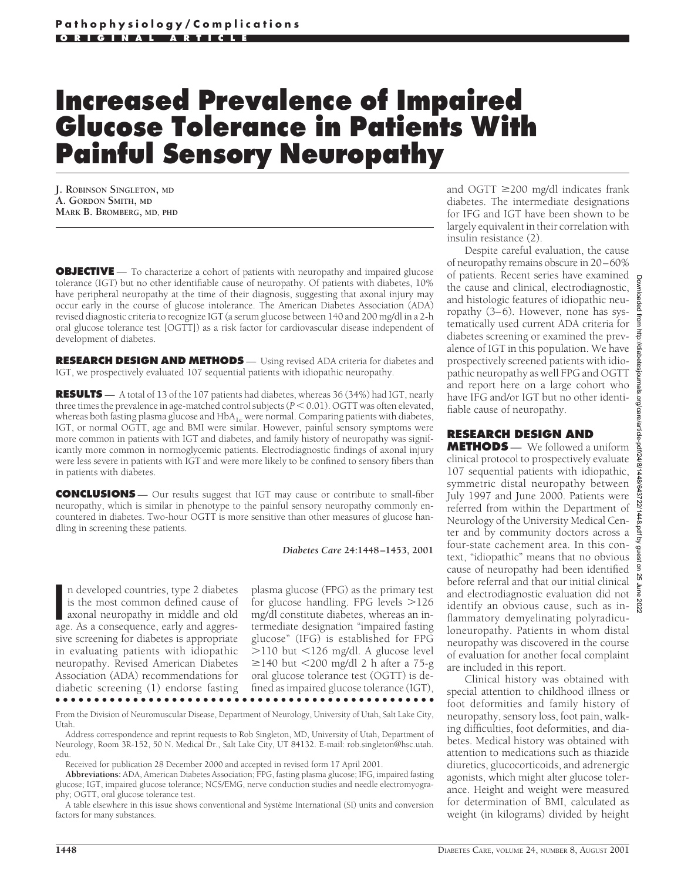# Increased Prevalence of Impaired Glucose Tolerance in Patients With Painful Sensory Neuropathy

J. Robinson Singleton, MD
A. Gordon Smith, MD
Mark B. Bromberg, MD, PhD

**OBJECTIVE** — To characterize a cohort of patients with neuropathy and impaired glucose tolerance (IGT) but no other identifiable cause of neuropathy. Of patients with diabetes, 10% have peripheral neuropathy at the time of their diagnosis, suggesting that axonal injury may occur early in the course of glucose intolerance. The American Diabetes Association (ADA) revised diagnostic criteria to recognize IGT (a serum glucose between 140 and 200 mg/dl in a 2-h oral glucose tolerance test [OGTT]) as a risk factor for cardiovascular disease independent of development of diabetes.

**RESEARCH DESIGN AND METHODS** — Using revised ADA criteria for diabetes and IGT, we prospectively evaluated 107 sequential patients with idiopathic neuropathy.

**RESULTS** — A total of 13 of the 107 patients had diabetes, whereas 36 (34%) had IGT, nearly three times the prevalence in age-matched control subjects ($P < 0.01$). OGTT was often elevated, whereas both fasting plasma glucose and $HbA_{1c}$ were normal. Comparing patients with diabetes, IGT, or normal OGTT, age and BMI were similar. However, painful sensory symptoms were more common in patients with IGT and diabetes, and family history of neuropathy was significantly more common in normoglycemic patients. Electrodiagnostic findings of axonal injury were less severe in patients with IGT and were more likely to be confined to sensory fibers than in patients with diabetes.

**CONCLUSIONS** — Our results suggest that IGT may cause or contribute to small-fiber neuropathy, which is similar in phenotype to the painful sensory neuropathy commonly encountered in diabetes. Two-hour OGTT is more sensitive than other measures of glucose handling in screening these patients.

*Diabetes Care* **24:1448–1453, 2001**

In developed countries, type 2 diabetes is the most common defined cause of axonal neuropathy in middle and old age. As a consequence, early and aggressive screening for diabetes is appropriate in evaluating patients with idiopathic neuropathy. Revised American Diabetes Association (ADA) recommendations for diabetic screening (1) endorse fasting plasma glucose (FPG) as the primary test for glucose handling. FPG levels >126 mg/dl constitute diabetes, whereas an intermediate designation "impaired fasting glucose" (IFG) is established for FPG >110 but <126 mg/dl. A glucose level ≥140 but <200 mg/dl 2 h after a 75-g oral glucose tolerance test (OGTT) is defined as impaired glucose tolerance (IGT), and OGTT ≥200 mg/dl indicates frank diabetes. The intermediate designations for IFG and IGT have been shown to be largely equivalent in their correlation with insulin resistance (2).

Despite careful evaluation, the cause of neuropathy remains obscure in 20–60% of patients. Recent series have examined the cause and clinical, electrodiagnostic, and histologic features of idiopathic neuropathy (3–6). However, none has systematically used current ADA criteria for diabetes screening or examined the prevalence of IGT in this population. We have prospectively screened patients with idiopathic neuropathy as well FPG and OGTT and report here on a large cohort who have IFG and/or IGT but no other identifiable cause of neuropathy.

## RESEARCH DESIGN AND METHODS

We followed a uniform clinical protocol to prospectively evaluate 107 sequential patients with idiopathic, symmetric distal neuropathy between July 1997 and June 2000. Patients were referred from within the Department of Neurology of the University Medical Center and by community doctors across a four-state cachement area. In this context, "idiopathic" means that no obvious cause of neuropathy had been identified before referral and that our initial clinical and electrodiagnostic evaluation did not identify an obvious cause, such as inflammatory demyelinating polyradiculoneuropathy. Patients in whom distal neuropathy was discovered in the course of evaluation for another focal complaint are included in this report.

Clinical history was obtained with special attention to childhood illness or foot deformities and family history of neuropathy, sensory loss, foot pain, walking difficulties, foot deformities, and diabetes. Medical history was obtained with attention to medications such as thiazide diuretics, glucocorticoids, and adrenergic agonists, which might alter glucose tolerance. Height and weight were measured for determination of BMI, calculated as weight (in kilograms) divided by height

From the Division of Neuromuscular Disease, Department of Neurology, University of Utah, Salt Lake City, Utah.

Address correspondence and reprint requests to Rob Singleton, MD, University of Utah, Department of Neurology, Room 3R-152, 50 N. Medical Dr., Salt Lake City, UT 84132. E-mail: rob.singleton@hsc.utah.edu.

Received for publication 28 December 2000 and accepted in revised form 17 April 2001.

**Abbreviations:** ADA, American Diabetes Association; FPG, fasting plasma glucose; IFG, impaired fasting glucose; IGT, impaired glucose tolerance; NCS/EMG, nerve conduction studies and needle electromyography; OGTT, oral glucose tolerance test.

A table elsewhere in this issue shows conventional and Système International (SI) units and conversion factors for many substances.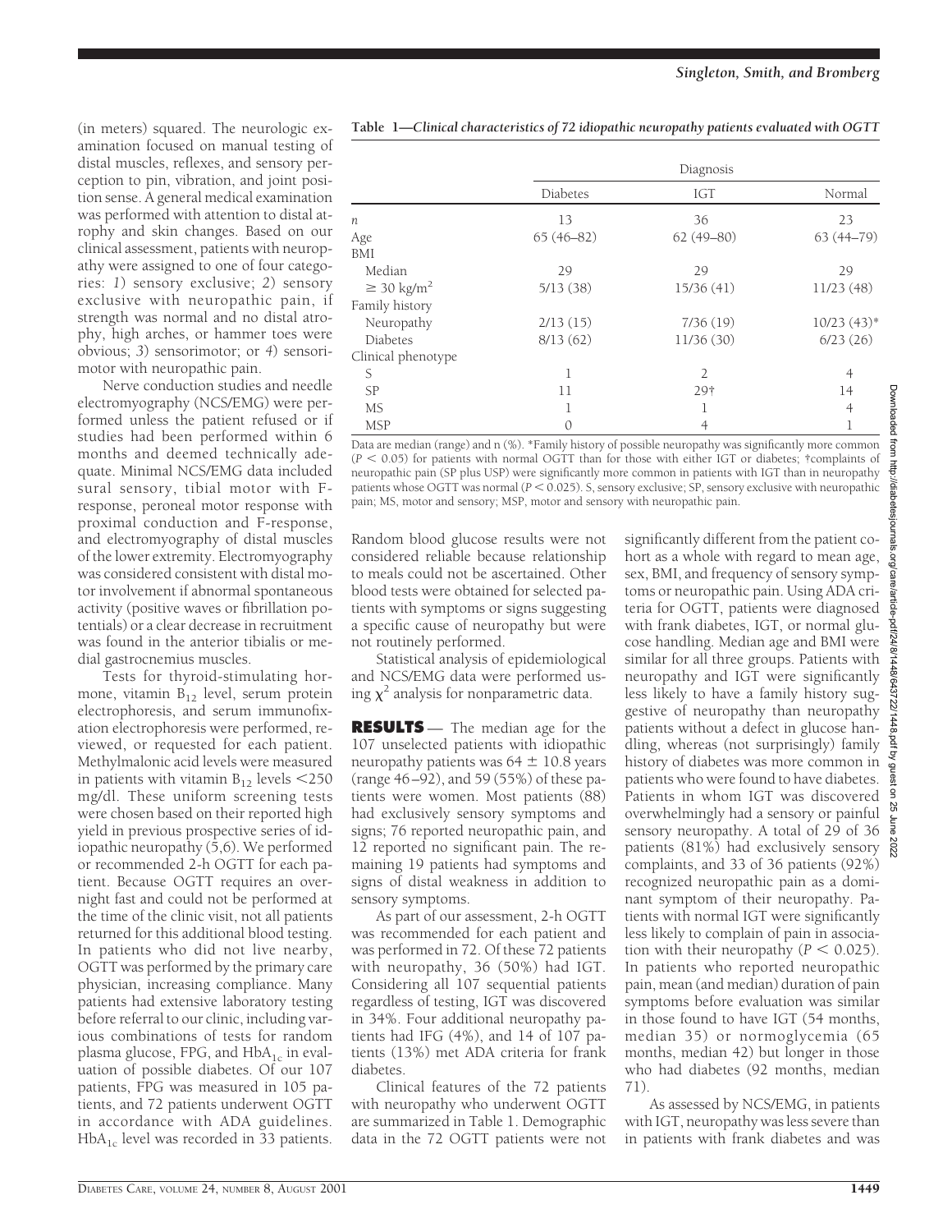(in meters) squared. The neurologic examination focused on manual testing of distal muscles, reflexes, and sensory perception to pin, vibration, and joint position sense. A general medical examination was performed with attention to distal atrophy and skin changes. Based on our clinical assessment, patients with neuropathy were assigned to one of four categories: *1*) sensory exclusive; *2*) sensory exclusive with neuropathic pain, if strength was normal and no distal atrophy, high arches, or hammer toes were obvious; *3*) sensorimotor; or *4*) sensorimotor with neuropathic pain.

Nerve conduction studies and needle electromyography (NCS/EMG) were performed unless the patient refused or if studies had been performed within 6 months and deemed technically adequate. Minimal NCS/EMG data included sural sensory, tibial motor with F-response, peroneal motor response with proximal conduction and F-response, and electromyography of distal muscles of the lower extremity. Electromyography was considered consistent with distal motor involvement if abnormal spontaneous activity (positive waves or fibrillation potentials) or a clear decrease in recruitment was found in the anterior tibialis or medial gastrocnemius muscles.

Tests for thyroid-stimulating hormone, vitamin $B_{12}$ level, serum protein electrophoresis, and serum immunofixation electrophoresis were performed, reviewed, or requested for each patient. Methylmalonic acid levels were measured in patients with vitamin $B_{12}$ levels <250 mg/dl. These uniform screening tests were chosen based on their reported high yield in previous prospective series of idiopathic neuropathy (5,6). We performed or recommended 2-h OGTT for each patient. Because OGTT requires an overnight fast and could not be performed at the time of the clinic visit, not all patients returned for this additional blood testing. In patients who did not live nearby, OGTT was performed by the primary care physician, increasing compliance. Many patients had extensive laboratory testing before referral to our clinic, including various combinations of tests for random plasma glucose, FPG, and $HbA_{1c}$ in evaluation of possible diabetes. Of our 107 patients, FPG was measured in 105 patients, and 72 patients underwent OGTT in accordance with ADA guidelines. $HbA_{1c}$ level was recorded in 33 patients. Random blood glucose results were not considered reliable because relationship to meals could not be ascertained. Other blood tests were obtained for selected patients with symptoms or signs suggesting a specific cause of neuropathy but were not routinely performed.

Statistical analysis of epidemiological and NCS/EMG data were performed using $\chi^2$ analysis for nonparametric data.

**RESULTS** — The median age for the 107 unselected patients with idiopathic neuropathy patients was $64 \pm 10.8$ years (range 46–92), and 59 (55%) of these patients were women. Most patients (88) had exclusively sensory symptoms and signs; 76 reported neuropathic pain, and 12 reported no significant pain. The remaining 19 patients had symptoms and signs of distal weakness in addition to sensory symptoms.

As part of our assessment, 2-h OGTT was recommended for each patient and was performed in 72. Of these 72 patients with neuropathy, 36 (50%) had IGT. Considering all 107 sequential patients regardless of testing, IGT was discovered in 34%. Four additional neuropathy patients had IFG (4%), and 14 of 107 patients (13%) met ADA criteria for frank diabetes.

Clinical features of the 72 patients with neuropathy who underwent OGTT are summarized in Table 1. Demographic data in the 72 OGTT patients were not significantly different from the patient cohort as a whole with regard to mean age, sex, BMI, and frequency of sensory symptoms or neuropathic pain. Using ADA criteria for OGTT, patients were diagnosed with frank diabetes, IGT, or normal glucose handling. Median age and BMI were similar for all three groups. Patients with neuropathy and IGT were significantly less likely to have a family history suggestive of neuropathy than neuropathy patients without a defect in glucose handling, whereas (not surprisingly) family history of diabetes was more common in patients who were found to have diabetes. Patients in whom IGT was discovered overwhelmingly had a sensory or painful sensory neuropathy. A total of 29 of 36 patients (81%) had exclusively sensory complaints, and 33 of 36 patients (92%) recognized neuropathic pain as a dominant symptom of their neuropathy. Patients with normal IGT were significantly less likely to complain of pain in association with their neuropathy ($P < 0.025$). In patients who reported neuropathic pain, mean (and median) duration of pain symptoms before evaluation was similar in those found to have IGT (54 months, median 35) or normoglycemia (65 months, median 42) but longer in those who had diabetes (92 months, median 71).

As assessed by NCS/EMG, in patients with IGT, neuropathy was less severe than in patients with frank diabetes and was

**Table 1—Clinical characteristics of 72 idiopathic neuropathy patients evaluated with OGTT**

| | Diagnosis | | |
|---|---|---|---|
| | Diabetes | IGT | Normal |
| *n* | 13 | 36 | 23 |
| Age | 65 (46–82) | 62 (49–80) | 63 (44–79) |
| BMI | | | |
| Median | 29 | 29 | 29 |
| ≥ 30 kg/m² | 5/13 (38) | 15/36 (41) | 11/23 (48) |
| Family history | | | |
| Neuropathy | 2/13 (15) | 7/36 (19) | 10/23 (43)* |
| Diabetes | 8/13 (62) | 11/36 (30) | 6/23 (26) |
| Clinical phenotype | | | |
| S | 1 | 2 | 4 |
| SP | 11 | 29† | 14 |
| MS | 1 | 1 | 4 |
| MSP | 0 | 4 | 1 |

Data are median (range) and n (%). *Family history of possible neuropathy was significantly more common ($P < 0.05$) for patients with normal OGTT than for those with either IGT or diabetes; †complaints of neuropathic pain (SP plus USP) were significantly more common in patients with IGT than in neuropathy patients whose OGTT was normal ($P < 0.025$). S, sensory exclusive; SP, sensory exclusive with neuropathic pain; MS, motor and sensory; MSP, motor and sensory with neuropathic pain.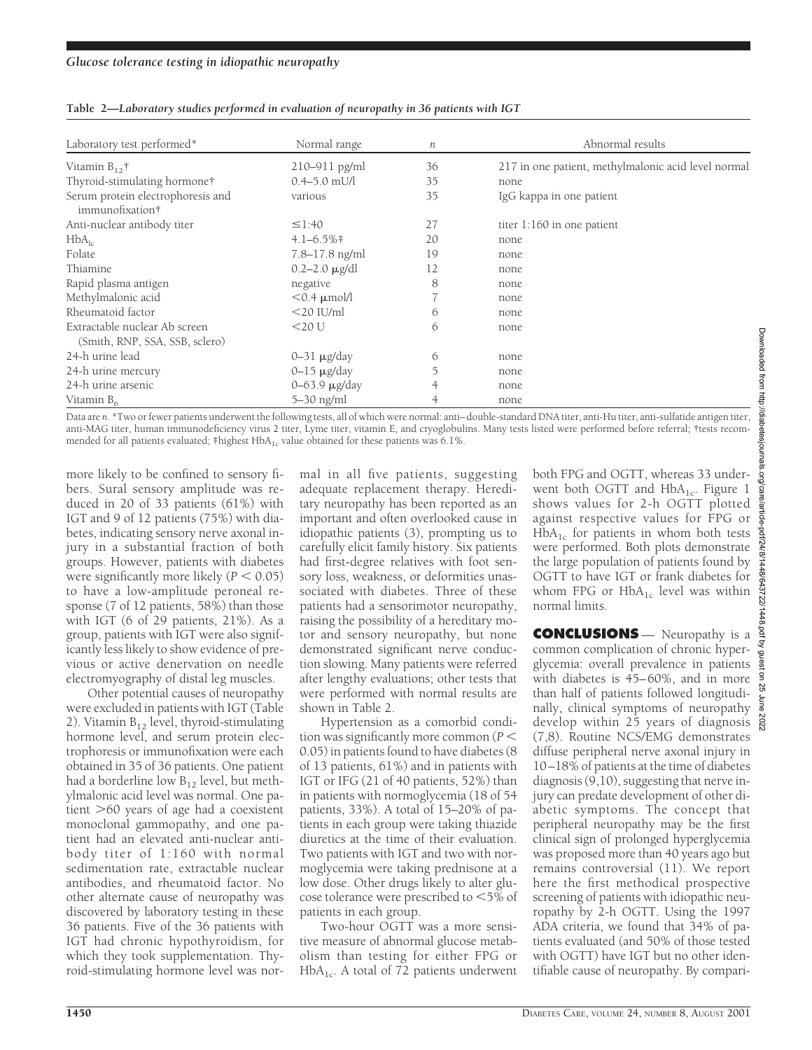**Table 2—Laboratory studies performed in evaluation of neuropathy in 36 patients with IGT**

| Laboratory test performed* | Normal range | *n* | Abnormal results |
|---|---|---|---|
| Vitamin $B_{12}$† | 210–911 pg/ml | 36 | 217 in one patient, methylmalonic acid level normal |
| Thyroid-stimulating hormone† | 0.4–5.0 mU/l | 35 | none |
| Serum protein electrophoresis and immunofixation† | various | 35 | IgG kappa in one patient |
| Anti-nuclear antibody titer | ≤1:40 | 27 | titer 1:160 in one patient |
| $HbA_{1c}$ | 4.1–6.5%‡ | 20 | none |
| Folate | 7.8–17.8 ng/ml | 19 | none |
| Thiamine | 0.2–2.0 μg/dl | 12 | none |
| Rapid plasma antigen | negative | 8 | none |
| Methylmalonic acid | <0.4 μmol/l | 7 | none |
| Rheumatoid factor | <20 IU/ml | 6 | none |
| Extractable nuclear Ab screen (Smith, RNP, SSA, SSB, sclero) | <20 U | 6 | none |
| 24-h urine lead | 0–31 μg/day | 6 | none |
| 24-h urine mercury | 0–15 μg/day | 5 | none |
| 24-h urine arsenic | 0–63.9 μg/day | 4 | none |
| Vitamin $B_6$ | 5–30 ng/ml | 4 | none |

Data are *n*. *Two or fewer patients underwent the following tests, all of which were normal: anti–double-standard DNA titer, anti-Hu titer, anti-sulfatide antigen titer, anti-MAG titer, human immunodeficiency virus 2 titer, Lyme titer, vitamin E, and cryoglobulins. Many tests listed were performed before referral; †tests recommended for all patients evaluated; ‡highest $HbA_{1c}$ value obtained for these patients was 6.1%.

more likely to be confined to sensory fibers. Sural sensory amplitude was reduced in 20 of 33 patients (61%) with IGT and 9 of 12 patients (75%) with diabetes, indicating sensory nerve axonal injury in a substantial fraction of both groups. However, patients with diabetes were significantly more likely ($P < 0.05$) to have a low-amplitude peroneal response (7 of 12 patients, 58%) than those with IGT (6 of 29 patients, 21%). As a group, patients with IGT were also significantly less likely to show evidence of previous or active denervation on needle electromyography of distal leg muscles.

Other potential causes of neuropathy were excluded in patients with IGT (Table 2). Vitamin $B_{12}$ level, thyroid-stimulating hormone level, and serum protein electrophoresis or immunofixation were each obtained in 35 of 36 patients. One patient had a borderline low $B_{12}$ level, but methylmalonic acid level was normal. One patient >60 years of age had a coexistent monoclonal gammopathy, and one patient had an elevated anti-nuclear antibody titer of 1:160 with normal sedimentation rate, extractable nuclear antibodies, and rheumatoid factor. No other alternate cause of neuropathy was discovered by laboratory testing in these 36 patients. Five of the 36 patients with IGT had chronic hypothyroidism, for which they took supplementation. Thyroid-stimulating hormone level was normal in all five patients, suggesting adequate replacement therapy. Hereditary neuropathy has been reported as an important and often overlooked cause in idiopathic patients (3), prompting us to carefully elicit family history. Six patients had first-degree relatives with foot sensory loss, weakness, or deformities unassociated with diabetes. Three of these patients had a sensorimotor neuropathy, raising the possibility of a hereditary motor and sensory neuropathy, but none demonstrated significant nerve conduction slowing. Many patients were referred after lengthy evaluations; other tests that were performed with normal results are shown in Table 2.

Hypertension as a comorbid condition was significantly more common ($P < 0.05$) in patients found to have diabetes (8 of 13 patients, 61%) and in patients with IGT or IFG (21 of 40 patients, 52%) than in patients with normoglycemia (18 of 54 patients, 33%). A total of 15–20% of patients in each group were taking thiazide diuretics at the time of their evaluation. Two patients with IGT and two with normoglycemia were taking prednisone at a low dose. Other drugs likely to alter glucose tolerance were prescribed to <5% of patients in each group.

Two-hour OGTT was a more sensitive measure of abnormal glucose metabolism than testing for either FPG or $HbA_{1c}$. A total of 72 patients underwent both FPG and OGTT, whereas 33 underwent both OGTT and $HbA_{1c}$. Figure 1 shows values for 2-h OGTT plotted against respective values for FPG or $HbA_{1c}$ for patients in whom both tests were performed. Both plots demonstrate the large population of patients found by OGTT to have IGT or frank diabetes for whom FPG or $HbA_{1c}$ level was within normal limits.

## CONCLUSIONS

Neuropathy is a common complication of chronic hyperglycemia: overall prevalence in patients with diabetes is 45–60%, and in more than half of patients followed longitudinally, clinical symptoms of neuropathy develop within 25 years of diagnosis (7,8). Routine NCS/EMG demonstrates diffuse peripheral nerve axonal injury in 10–18% of patients at the time of diabetes diagnosis (9,10), suggesting that nerve injury can predate development of other diabetic symptoms. The concept that peripheral neuropathy may be the first clinical sign of prolonged hyperglycemia was proposed more than 40 years ago but remains controversial (11). We report here the first methodical prospective screening of patients with idiopathic neuropathy by 2-h OGTT. Using the 1997 ADA criteria, we found that 34% of patients evaluated (and 50% of those tested with OGTT) have IGT but no other identifiable cause of neuropathy. By compari-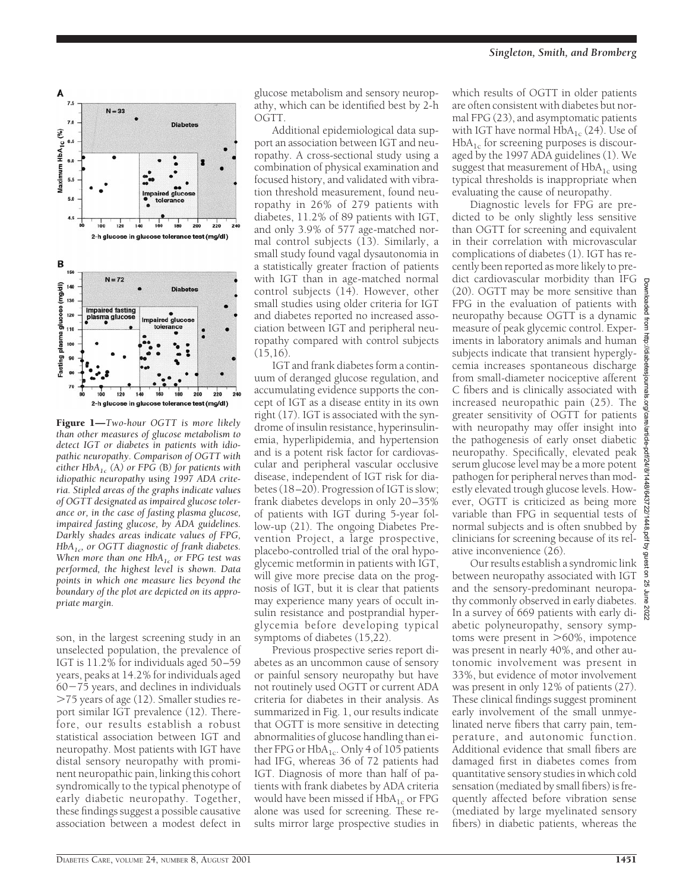Figure 1—*Two-hour OGTT is more likely than other measures of glucose metabolism to detect IGT or diabetes in patients with idiopathic neuropathy. Comparison of OGTT with either $HbA_{1c}$ (A) or FPG (B) for patients with idiopathic neuropathy using 1997 ADA criteria. Stipled areas of the graphs indicate values of OGTT designated as impaired glucose tolerance or, in the case of fasting plasma glucose, impaired fasting glucose, by ADA guidelines. Darkly shades areas indicate values of FPG, $HbA_{1c}$, or OGTT diagnostic of frank diabetes. When more than one $HbA_{1c}$ or FPG test was performed, the highest level is shown. Data points in which one measure lies beyond the boundary of the plot are depicted on its appropriate margin.*

son, in the largest screening study in an unselected population, the prevalence of IGT is 11.2% for individuals aged 50–59 years, peaks at 14.2% for individuals aged 60−75 years, and declines in individuals >75 years of age (12). Smaller studies report similar IGT prevalence (12). Therefore, our results establish a robust statistical association between IGT and neuropathy. Most patients with IGT have distal sensory neuropathy with prominent neuropathic pain, linking this cohort syndromically to the typical phenotype of early diabetic neuropathy. Together, these findings suggest a possible causative association between a modest defect in glucose metabolism and sensory neuropathy, which can be identified best by 2-h OGTT.

Additional epidemiological data support an association between IGT and neuropathy. A cross-sectional study using a combination of physical examination and focused history, and validated with vibration threshold measurement, found neuropathy in 26% of 279 patients with diabetes, 11.2% of 89 patients with IGT, and only 3.9% of 577 age-matched normal control subjects (13). Similarly, a small study found vagal dysautonomia in a statistically greater fraction of patients with IGT than in age-matched normal control subjects (14). However, other small studies using older criteria for IGT and diabetes reported no increased association between IGT and peripheral neuropathy compared with control subjects (15,16).

IGT and frank diabetes form a continuum of deranged glucose regulation, and accumulating evidence supports the concept of IGT as a disease entity in its own right (17). IGT is associated with the syndrome of insulin resistance, hyperinsulinemia, hyperlipidemia, and hypertension and is a potent risk factor for cardiovascular and peripheral vascular occlusive disease, independent of IGT risk for diabetes (18–20). Progression of IGT is slow; frank diabetes develops in only 20–35% of patients with IGT during 5-year follow-up (21). The ongoing Diabetes Prevention Project, a large prospective, placebo-controlled trial of the oral hypoglycemic metformin in patients with IGT, will give more precise data on the prognosis of IGT, but it is clear that patients may experience many years of occult insulin resistance and postprandial hyperglycemia before developing typical symptoms of diabetes (15,22).

Previous prospective series report diabetes as an uncommon cause of sensory or painful sensory neuropathy but have not routinely used OGTT or current ADA criteria for diabetes in their analysis. As summarized in Fig. 1, our results indicate that OGTT is more sensitive in detecting abnormalities of glucose handling than either FPG or $HbA_{1c}$. Only 4 of 105 patients had IFG, whereas 36 of 72 patients had IGT. Diagnosis of more than half of patients with frank diabetes by ADA criteria would have been missed if $HbA_{1c}$ or FPG alone was used for screening. These results mirror large prospective studies in which results of OGTT in older patients are often consistent with diabetes but normal FPG (23), and asymptomatic patients with IGT have normal $HbA_{1c}$ (24). Use of $HbA_{1c}$ for screening purposes is discouraged by the 1997 ADA guidelines (1). We suggest that measurement of $HbA_{1c}$ using typical thresholds is inappropriate when evaluating the cause of neuropathy.

Diagnostic levels for FPG are predicted to be only slightly less sensitive than OGTT for screening and equivalent in their correlation with microvascular complications of diabetes (1). IGT has recently been reported as more likely to predict cardiovascular morbidity than IFG (20). OGTT may be more sensitive than FPG in the evaluation of patients with neuropathy because OGTT is a dynamic measure of peak glycemic control. Experiments in laboratory animals and human subjects indicate that transient hyperglycemia increases spontaneous discharge from small-diameter nociceptive afferent C fibers and is clinically associated with increased neuropathic pain (25). The greater sensitivity of OGTT for patients with neuropathy may offer insight into the pathogenesis of early onset diabetic neuropathy. Specifically, elevated peak serum glucose level may be a more potent pathogen for peripheral nerves than modestly elevated trough glucose levels. However, OGTT is criticized as being more variable than FPG in sequential tests of normal subjects and is often snubbed by clinicians for screening because of its relative inconvenience (26).

Our results establish a syndromic link between neuropathy associated with IGT and the sensory-predominant neuropathy commonly observed in early diabetes. In a survey of 669 patients with early diabetic polyneuropathy, sensory symptoms were present in >60%, impotence was present in nearly 40%, and other autonomic involvement was present in 33%, but evidence of motor involvement was present in only 12% of patients (27). These clinical findings suggest prominent early involvement of the small unmyelinated nerve fibers that carry pain, temperature, and autonomic function. Additional evidence that small fibers are damaged first in diabetes comes from quantitative sensory studies in which cold sensation (mediated by small fibers) is frequently affected before vibration sense (mediated by large myelinated sensory fibers) in diabetic patients, whereas the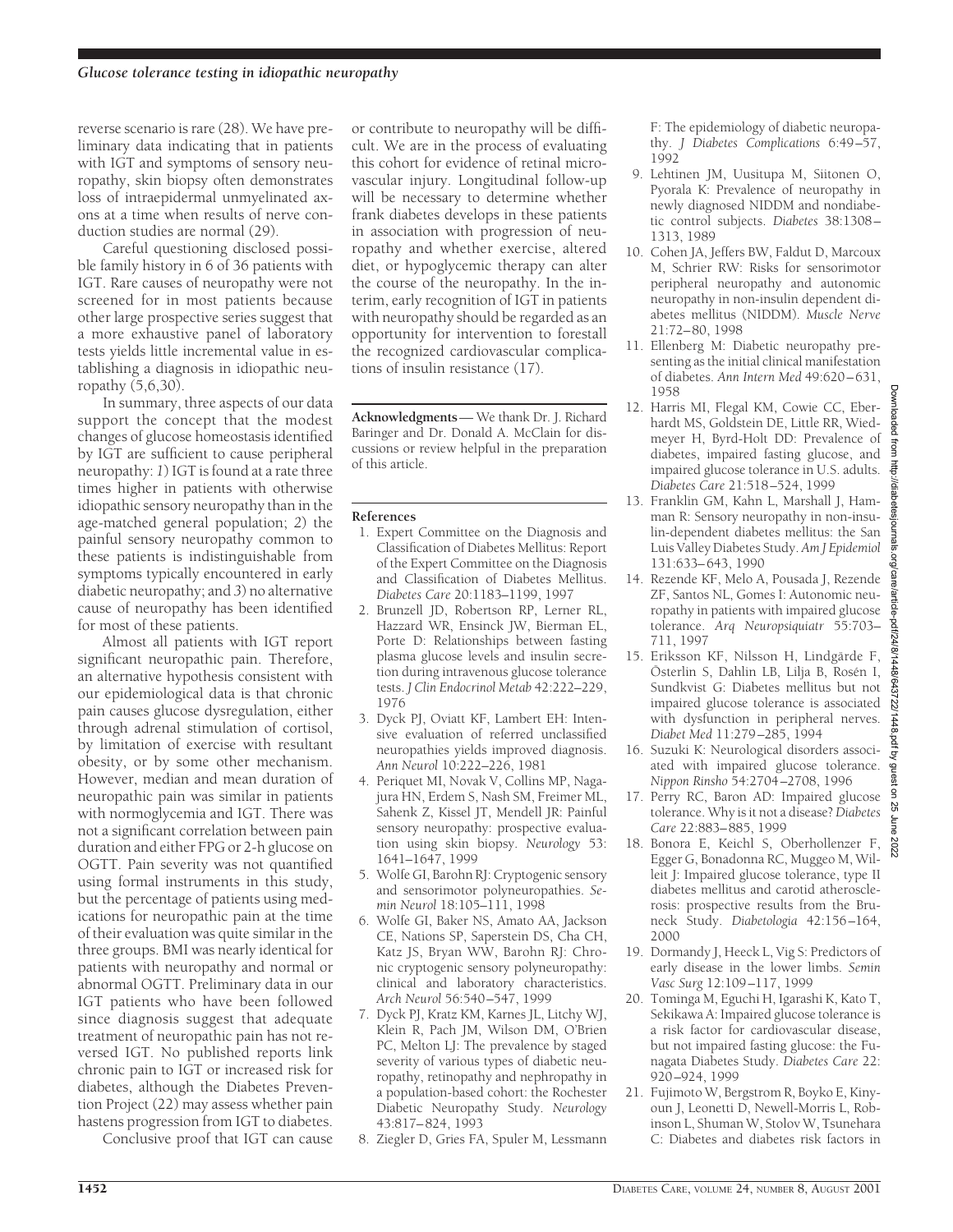reverse scenario is rare (28). We have preliminary data indicating that in patients with IGT and symptoms of sensory neuropathy, skin biopsy often demonstrates loss of intraepidermal unmyelinated axons at a time when results of nerve conduction studies are normal (29).

Careful questioning disclosed possible family history in 6 of 36 patients with IGT. Rare causes of neuropathy were not screened for in most patients because other large prospective series suggest that a more exhaustive panel of laboratory tests yields little incremental value in establishing a diagnosis in idiopathic neuropathy (5,6,30).

In summary, three aspects of our data support the concept that the modest changes of glucose homeostasis identified by IGT are sufficient to cause peripheral neuropathy: *1*) IGT is found at a rate three times higher in patients with otherwise idiopathic sensory neuropathy than in the age-matched general population; *2*) the painful sensory neuropathy common to these patients is indistinguishable from symptoms typically encountered in early diabetic neuropathy; and *3*) no alternative cause of neuropathy has been identified for most of these patients.

Almost all patients with IGT report significant neuropathic pain. Therefore, an alternative hypothesis consistent with our epidemiological data is that chronic pain causes glucose dysregulation, either through adrenal stimulation of cortisol, by limitation of exercise with resultant obesity, or by some other mechanism. However, median and mean duration of neuropathic pain was similar in patients with normoglycemia and IGT. There was not a significant correlation between pain duration and either FPG or 2-h glucose on OGTT. Pain severity was not quantified using formal instruments in this study, but the percentage of patients using medications for neuropathic pain at the time of their evaluation was quite similar in the three groups. BMI was nearly identical for patients with neuropathy and normal or abnormal OGTT. Preliminary data in our IGT patients who have been followed since diagnosis suggest that adequate treatment of neuropathic pain has not reversed IGT. No published reports link chronic pain to IGT or increased risk for diabetes, although the Diabetes Prevention Project (22) may assess whether pain hastens progression from IGT to diabetes.

Conclusive proof that IGT can cause or contribute to neuropathy will be difficult. We are in the process of evaluating this cohort for evidence of retinal microvascular injury. Longitudinal follow-up will be necessary to determine whether frank diabetes develops in these patients in association with progression of neuropathy and whether exercise, altered diet, or hypoglycemic therapy can alter the course of the neuropathy. In the interim, early recognition of IGT in patients with neuropathy should be regarded as an opportunity for intervention to forestall the recognized cardiovascular complications of insulin resistance (17).

**Acknowledgments**— We thank Dr. J. Richard Baringer and Dr. Donald A. McClain for discussions or review helpful in the preparation of this article.

## References

1. Expert Committee on the Diagnosis and Classification of Diabetes Mellitus: Report of the Expert Committee on the Diagnosis and Classification of Diabetes Mellitus. *Diabetes Care* 20:1183–1199, 1997
2. Brunzell JD, Robertson RP, Lerner RL, Hazzard WR, Ensinck JW, Bierman EL, Porte D: Relationships between fasting plasma glucose levels and insulin secretion during intravenous glucose tolerance tests. *J Clin Endocrinol Metab* 42:222–229, 1976
3. Dyck PJ, Oviatt KF, Lambert EH: Intensive evaluation of referred unclassified neuropathies yields improved diagnosis. *Ann Neurol* 10:222–226, 1981
4. Periquet MI, Novak V, Collins MP, Nagajura HN, Erdem S, Nash SM, Freimer ML, Sahenk Z, Kissel JT, Mendell JR: Painful sensory neuropathy: prospective evaluation using skin biopsy. *Neurology* 53: 1641–1647, 1999
5. Wolfe GI, Barohn RJ: Cryptogenic sensory and sensorimotor polyneuropathies. *Semin Neurol* 18:105–111, 1998
6. Wolfe GI, Baker NS, Amato AA, Jackson CE, Nations SP, Saperstein DS, Cha CH, Katz JS, Bryan WW, Barohn RJ: Chronic cryptogenic sensory polyneuropathy: clinical and laboratory characteristics. *Arch Neurol* 56:540–547, 1999
7. Dyck PJ, Kratz KM, Karnes JL, Litchy WJ, Klein R, Pach JM, Wilson DM, O'Brien PC, Melton LJ: The prevalence by staged severity of various types of diabetic neuropathy, retinopathy and nephropathy in a population-based cohort: the Rochester Diabetic Neuropathy Study. *Neurology* 43:817–824, 1993
8. Ziegler D, Gries FA, Spuler M, Lessmann F: The epidemiology of diabetic neuropathy. *J Diabetes Complications* 6:49–57, 1992
9. Lehtinen JM, Uusitupa M, Siitonen O, Pyorala K: Prevalence of neuropathy in newly diagnosed NIDDM and nondiabetic control subjects. *Diabetes* 38:1308–1313, 1989
10. Cohen JA, Jeffers BW, Faldut D, Marcoux M, Schrier RW: Risks for sensorimotor peripheral neuropathy and autonomic neuropathy in non-insulin dependent diabetes mellitus (NIDDM). *Muscle Nerve* 21:72–80, 1998
11. Ellenberg M: Diabetic neuropathy presenting as the initial clinical manifestation of diabetes. *Ann Intern Med* 49:620–631, 1958
12. Harris MI, Flegal KM, Cowie CC, Eberhardt MS, Goldstein DE, Little RR, Wiedmeyer H, Byrd-Holt DD: Prevalence of diabetes, impaired fasting glucose, and impaired glucose tolerance in U.S. adults. *Diabetes Care* 21:518–524, 1999
13. Franklin GM, Kahn L, Marshall J, Hamman R: Sensory neuropathy in non-insulin-dependent diabetes mellitus: the San Luis Valley Diabetes Study. *Am J Epidemiol* 131:633–643, 1990
14. Rezende KF, Melo A, Pousada J, Rezende ZF, Santos NL, Gomes I: Autonomic neuropathy in patients with impaired glucose tolerance. *Arq Neuropsiquiatr* 55:703–711, 1997
15. Eriksson KF, Nilsson H, Lindgärde F, Österlin S, Dahlin LB, Lilja B, Rosén I, Sundkvist G: Diabetes mellitus but not impaired glucose tolerance is associated with dysfunction in peripheral nerves. *Diabet Med* 11:279–285, 1994
16. Suzuki K: Neurological disorders associated with impaired glucose tolerance. *Nippon Rinsho* 54:2704–2708, 1996
17. Perry RC, Baron AD: Impaired glucose tolerance. Why is it not a disease? *Diabetes Care* 22:883–885, 1999
18. Bonora E, Keichl S, Oberhollenzer F, Egger G, Bonadonna RC, Muggeo M, Willeit J: Impaired glucose tolerance, type II diabetes mellitus and carotid atherosclerosis: prospective results from the Bruneck Study. *Diabetologia* 42:156–164, 2000
19. Dormandy J, Heeck L, Vig S: Predictors of early disease in the lower limbs. *Semin Vasc Surg* 12:109–117, 1999
20. Tominga M, Eguchi H, Igarashi K, Kato T, Sekikawa A: Impaired glucose tolerance is a risk factor for cardiovascular disease, but not impaired fasting glucose: the Funagata Diabetes Study. *Diabetes Care* 22: 920–924, 1999
21. Fujimoto W, Bergstrom R, Boyko E, Kinyoun J, Leonetti D, Newell-Morris L, Robinson L, Shuman W, Stolov W, Tsunehara C: Diabetes and diabetes risk factors in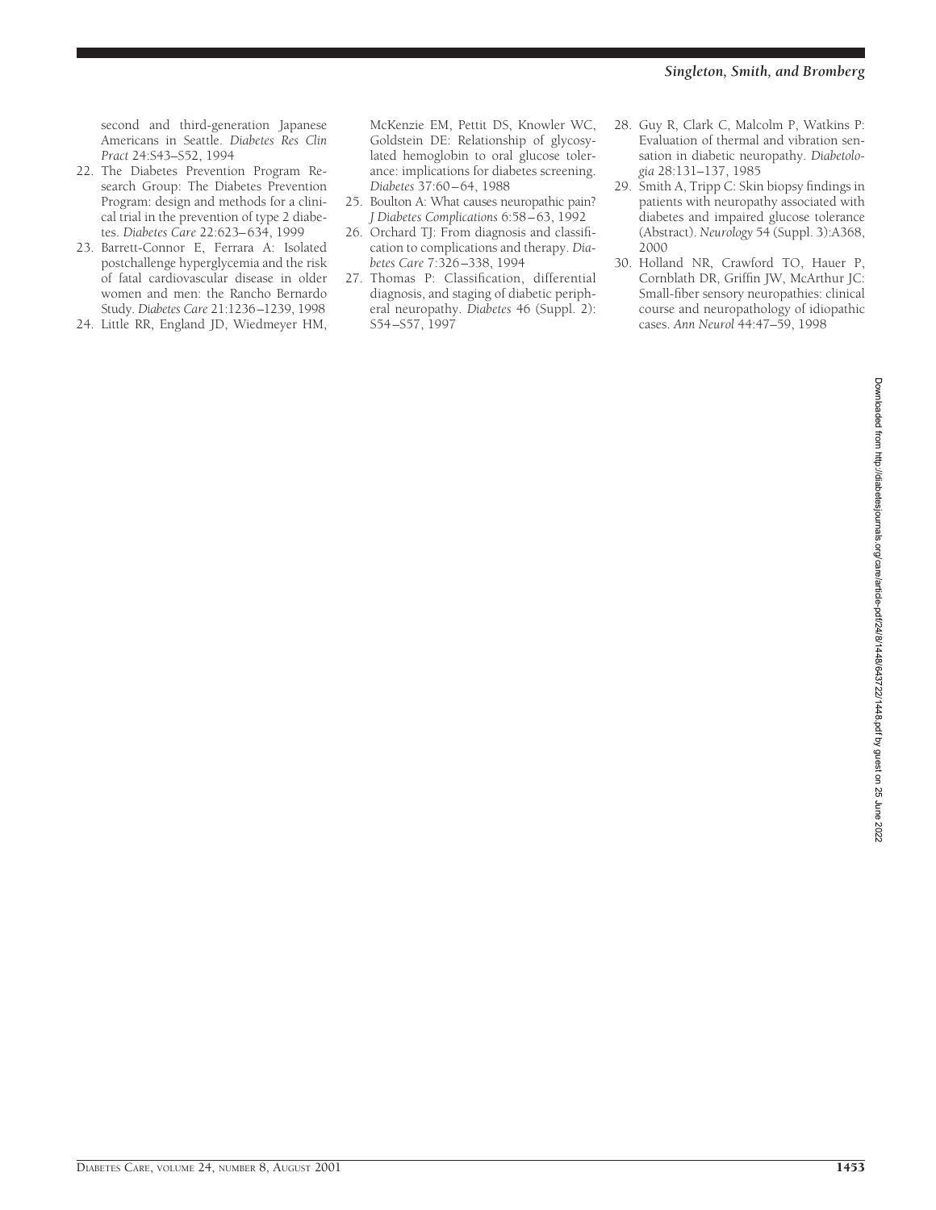second and third-generation Japanese Americans in Seattle. *Diabetes Res Clin Pract* 24:S43–S52, 1994

22. The Diabetes Prevention Program Research Group: The Diabetes Prevention Program: design and methods for a clinical trial in the prevention of type 2 diabetes. *Diabetes Care* 22:623–634, 1999
23. Barrett-Connor E, Ferrara A: Isolated postchallenge hyperglycemia and the risk of fatal cardiovascular disease in older women and men: the Rancho Bernardo Study. *Diabetes Care* 21:1236–1239, 1998
24. Little RR, England JD, Wiedmeyer HM, McKenzie EM, Pettit DS, Knowler WC, Goldstein DE: Relationship of glycosylated hemoglobin to oral glucose tolerance: implications for diabetes screening. *Diabetes* 37:60–64, 1988
25. Boulton A: What causes neuropathic pain? *J Diabetes Complications* 6:58–63, 1992
26. Orchard TJ: From diagnosis and classification to complications and therapy. *Diabetes Care* 7:326–338, 1994
27. Thomas P: Classification, differential diagnosis, and staging of diabetic peripheral neuropathy. *Diabetes* 46 (Suppl. 2): S54–S57, 1997
28. Guy R, Clark C, Malcolm P, Watkins P: Evaluation of thermal and vibration sensation in diabetic neuropathy. *Diabetologia* 28:131–137, 1985
29. Smith A, Tripp C: Skin biopsy findings in patients with neuropathy associated with diabetes and impaired glucose tolerance (Abstract). *Neurology* 54 (Suppl. 3):A368, 2000
30. Holland NR, Crawford TO, Hauer P, Cornblath DR, Griffin JW, McArthur JC: Small-fiber sensory neuropathies: clinical course and neuropathology of idiopathic cases. *Ann Neurol* 44:47–59, 1998